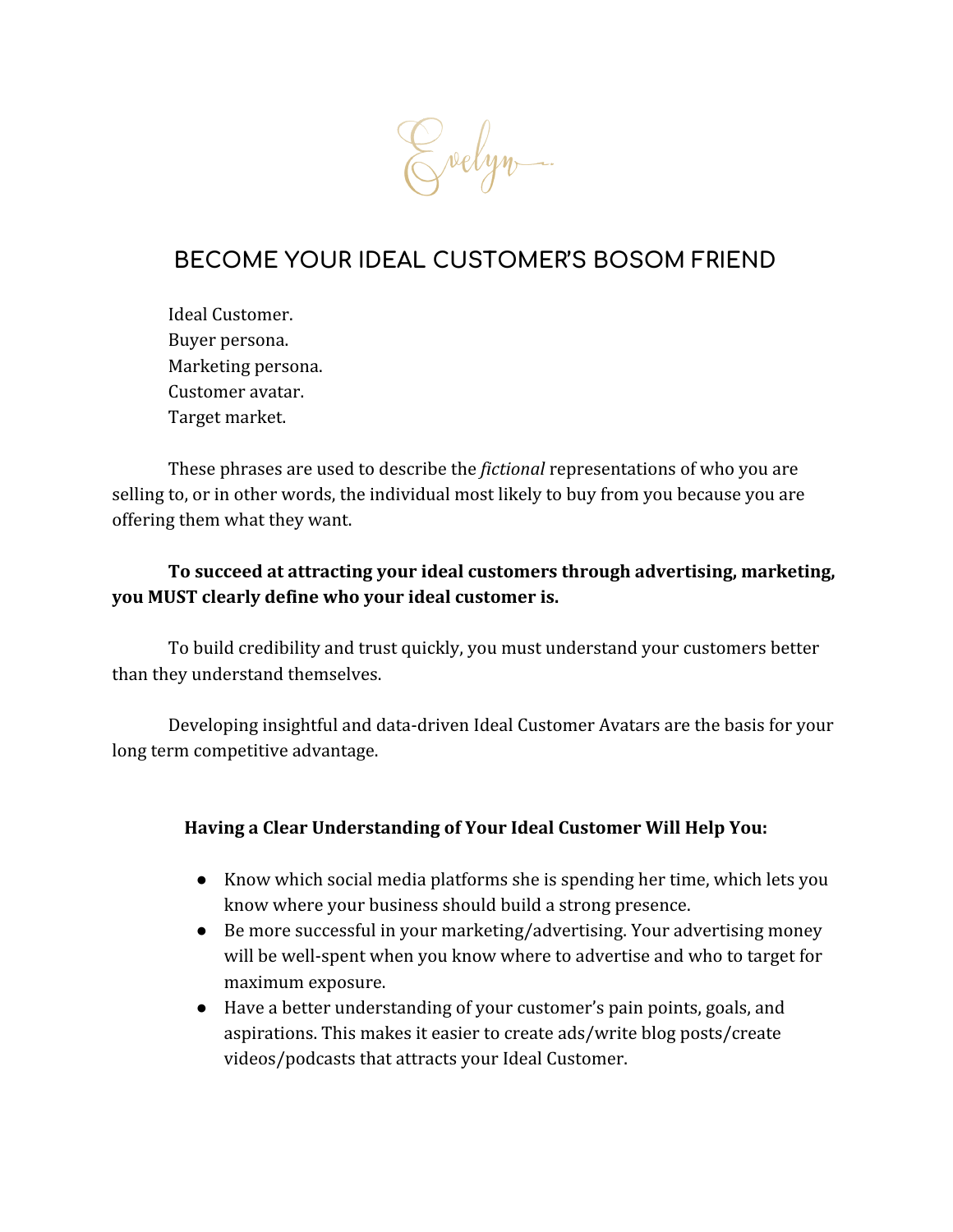Evelyn.

# BECOME YOUR IDEAL CUSTOMER'S BOSOM FRIEND

Ideal Customer.
Buyer persona.
Marketing persona.
Customer avatar.
Target market.

These phrases are used to describe the *fictional* representations of who you are selling to, or in other words, the individual most likely to buy from you because you are offering them what they want.

**To succeed at attracting your ideal customers through advertising, marketing, you MUST clearly define who your ideal customer is.**

To build credibility and trust quickly, you must understand your customers better than they understand themselves.

Developing insightful and data-driven Ideal Customer Avatars are the basis for your long term competitive advantage.

**Having a Clear Understanding of Your Ideal Customer Will Help You:**

- Know which social media platforms she is spending her time, which lets you know where your business should build a strong presence.
- Be more successful in your marketing/advertising. Your advertising money will be well-spent when you know where to advertise and who to target for maximum exposure.
- Have a better understanding of your customer's pain points, goals, and aspirations. This makes it easier to create ads/write blog posts/create videos/podcasts that attracts your Ideal Customer.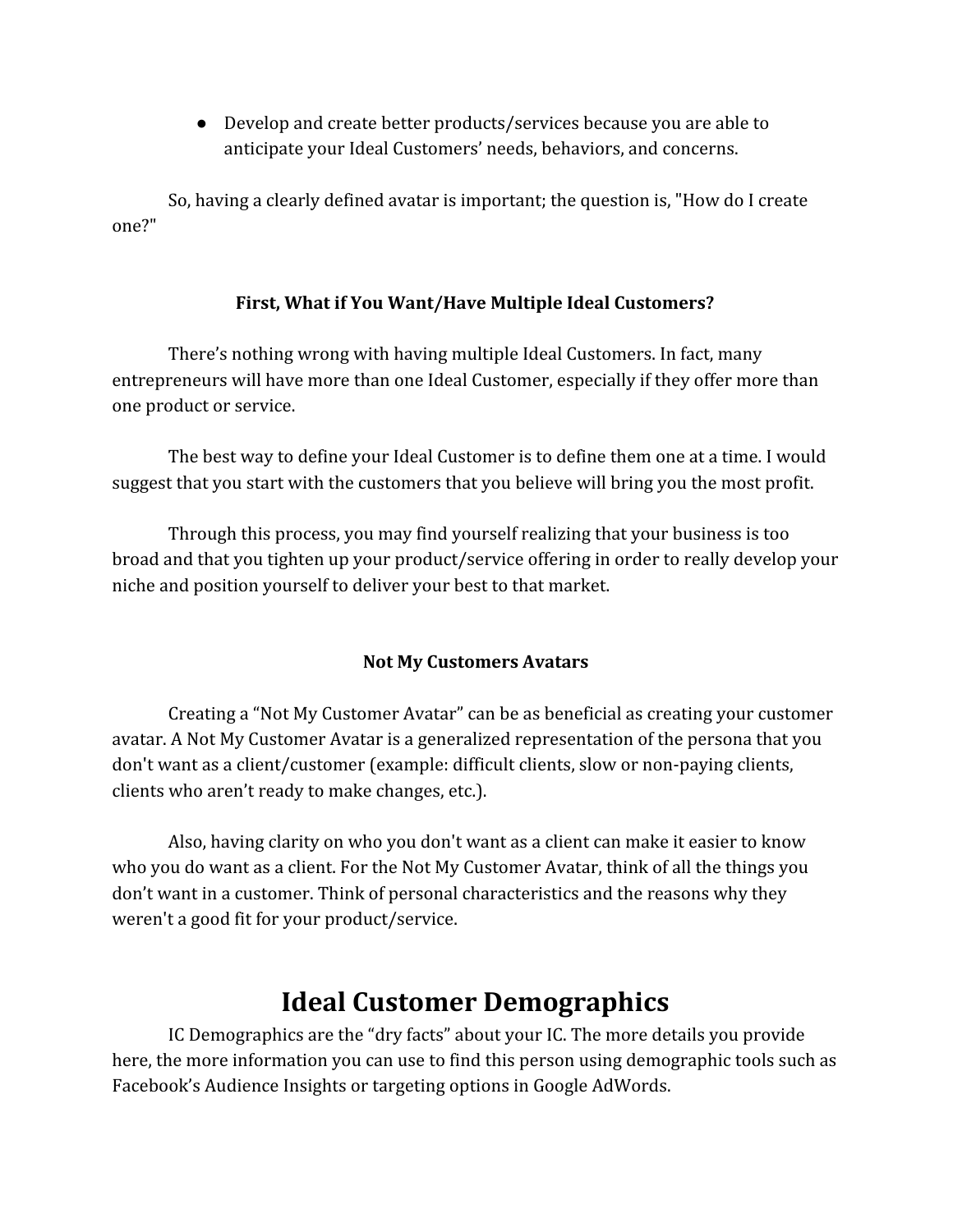- Develop and create better products/services because you are able to anticipate your Ideal Customers' needs, behaviors, and concerns.

So, having a clearly defined avatar is important; the question is, "How do I create one?"

### First, What if You Want/Have Multiple Ideal Customers?

There's nothing wrong with having multiple Ideal Customers. In fact, many entrepreneurs will have more than one Ideal Customer, especially if they offer more than one product or service.

The best way to define your Ideal Customer is to define them one at a time. I would suggest that you start with the customers that you believe will bring you the most profit.

Through this process, you may find yourself realizing that your business is too broad and that you tighten up your product/service offering in order to really develop your niche and position yourself to deliver your best to that market.

### Not My Customers Avatars

Creating a "Not My Customer Avatar" can be as beneficial as creating your customer avatar. A Not My Customer Avatar is a generalized representation of the persona that you don't want as a client/customer (example: difficult clients, slow or non-paying clients, clients who aren't ready to make changes, etc.).

Also, having clarity on who you don't want as a client can make it easier to know who you do want as a client. For the Not My Customer Avatar, think of all the things you don't want in a customer. Think of personal characteristics and the reasons why they weren't a good fit for your product/service.

## Ideal Customer Demographics

IC Demographics are the "dry facts" about your IC. The more details you provide here, the more information you can use to find this person using demographic tools such as Facebook's Audience Insights or targeting options in Google AdWords.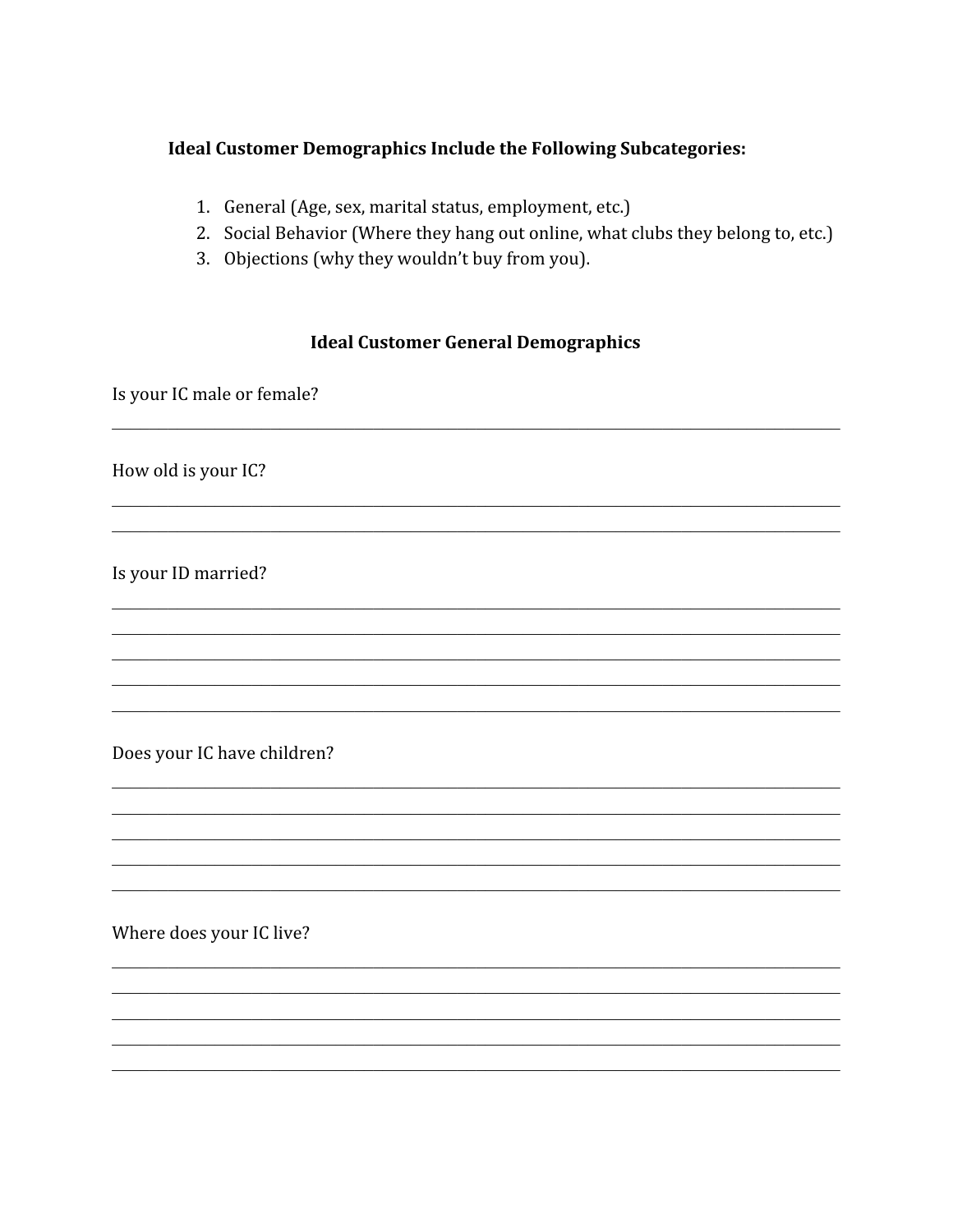**Ideal Customer Demographics Include the Following Subcategories:**

1. General (Age, sex, marital status, employment, etc.)
2. Social Behavior (Where they hang out online, what clubs they belong to, etc.)
3. Objections (why they wouldn't buy from you).

## Ideal Customer General Demographics

Is your IC male or female?

______________________________________________________________________________

How old is your IC?

______________________________________________________________________________

______________________________________________________________________________

Is your ID married?

______________________________________________________________________________

______________________________________________________________________________

______________________________________________________________________________

______________________________________________________________________________

______________________________________________________________________________

Does your IC have children?

______________________________________________________________________________

______________________________________________________________________________

______________________________________________________________________________

______________________________________________________________________________

______________________________________________________________________________

Where does your IC live?

______________________________________________________________________________

______________________________________________________________________________

______________________________________________________________________________

______________________________________________________________________________

______________________________________________________________________________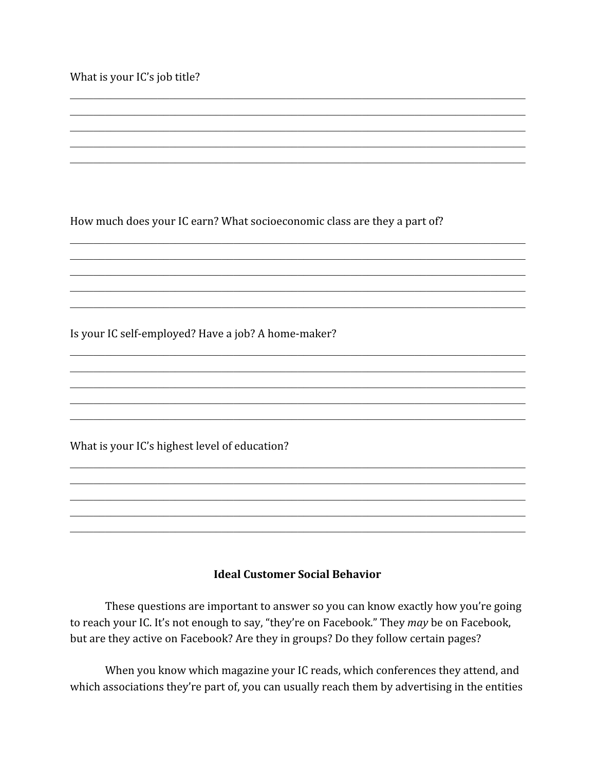What is your IC's job title?

\_\_\_\_\_\_\_\_\_\_\_\_\_\_\_\_\_\_\_\_\_\_\_\_\_\_\_\_\_\_\_\_\_\_\_\_\_\_\_\_\_\_\_\_\_\_\_\_\_\_\_\_\_\_\_\_\_\_\_\_\_\_\_\_\_\_\_\_\_\_\_\_\_\_\_\_\_\_

\_\_\_\_\_\_\_\_\_\_\_\_\_\_\_\_\_\_\_\_\_\_\_\_\_\_\_\_\_\_\_\_\_\_\_\_\_\_\_\_\_\_\_\_\_\_\_\_\_\_\_\_\_\_\_\_\_\_\_\_\_\_\_\_\_\_\_\_\_\_\_\_\_\_\_\_\_\_

\_\_\_\_\_\_\_\_\_\_\_\_\_\_\_\_\_\_\_\_\_\_\_\_\_\_\_\_\_\_\_\_\_\_\_\_\_\_\_\_\_\_\_\_\_\_\_\_\_\_\_\_\_\_\_\_\_\_\_\_\_\_\_\_\_\_\_\_\_\_\_\_\_\_\_\_\_\_

\_\_\_\_\_\_\_\_\_\_\_\_\_\_\_\_\_\_\_\_\_\_\_\_\_\_\_\_\_\_\_\_\_\_\_\_\_\_\_\_\_\_\_\_\_\_\_\_\_\_\_\_\_\_\_\_\_\_\_\_\_\_\_\_\_\_\_\_\_\_\_\_\_\_\_\_\_\_

\_\_\_\_\_\_\_\_\_\_\_\_\_\_\_\_\_\_\_\_\_\_\_\_\_\_\_\_\_\_\_\_\_\_\_\_\_\_\_\_\_\_\_\_\_\_\_\_\_\_\_\_\_\_\_\_\_\_\_\_\_\_\_\_\_\_\_\_\_\_\_\_\_\_\_\_\_\_

How much does your IC earn? What socioeconomic class are they a part of?

\_\_\_\_\_\_\_\_\_\_\_\_\_\_\_\_\_\_\_\_\_\_\_\_\_\_\_\_\_\_\_\_\_\_\_\_\_\_\_\_\_\_\_\_\_\_\_\_\_\_\_\_\_\_\_\_\_\_\_\_\_\_\_\_\_\_\_\_\_\_\_\_\_\_\_\_\_\_

\_\_\_\_\_\_\_\_\_\_\_\_\_\_\_\_\_\_\_\_\_\_\_\_\_\_\_\_\_\_\_\_\_\_\_\_\_\_\_\_\_\_\_\_\_\_\_\_\_\_\_\_\_\_\_\_\_\_\_\_\_\_\_\_\_\_\_\_\_\_\_\_\_\_\_\_\_\_

\_\_\_\_\_\_\_\_\_\_\_\_\_\_\_\_\_\_\_\_\_\_\_\_\_\_\_\_\_\_\_\_\_\_\_\_\_\_\_\_\_\_\_\_\_\_\_\_\_\_\_\_\_\_\_\_\_\_\_\_\_\_\_\_\_\_\_\_\_\_\_\_\_\_\_\_\_\_

\_\_\_\_\_\_\_\_\_\_\_\_\_\_\_\_\_\_\_\_\_\_\_\_\_\_\_\_\_\_\_\_\_\_\_\_\_\_\_\_\_\_\_\_\_\_\_\_\_\_\_\_\_\_\_\_\_\_\_\_\_\_\_\_\_\_\_\_\_\_\_\_\_\_\_\_\_\_

\_\_\_\_\_\_\_\_\_\_\_\_\_\_\_\_\_\_\_\_\_\_\_\_\_\_\_\_\_\_\_\_\_\_\_\_\_\_\_\_\_\_\_\_\_\_\_\_\_\_\_\_\_\_\_\_\_\_\_\_\_\_\_\_\_\_\_\_\_\_\_\_\_\_\_\_\_\_

Is your IC self-employed? Have a job? A home-maker?

\_\_\_\_\_\_\_\_\_\_\_\_\_\_\_\_\_\_\_\_\_\_\_\_\_\_\_\_\_\_\_\_\_\_\_\_\_\_\_\_\_\_\_\_\_\_\_\_\_\_\_\_\_\_\_\_\_\_\_\_\_\_\_\_\_\_\_\_\_\_\_\_\_\_\_\_\_\_

\_\_\_\_\_\_\_\_\_\_\_\_\_\_\_\_\_\_\_\_\_\_\_\_\_\_\_\_\_\_\_\_\_\_\_\_\_\_\_\_\_\_\_\_\_\_\_\_\_\_\_\_\_\_\_\_\_\_\_\_\_\_\_\_\_\_\_\_\_\_\_\_\_\_\_\_\_\_

\_\_\_\_\_\_\_\_\_\_\_\_\_\_\_\_\_\_\_\_\_\_\_\_\_\_\_\_\_\_\_\_\_\_\_\_\_\_\_\_\_\_\_\_\_\_\_\_\_\_\_\_\_\_\_\_\_\_\_\_\_\_\_\_\_\_\_\_\_\_\_\_\_\_\_\_\_\_

\_\_\_\_\_\_\_\_\_\_\_\_\_\_\_\_\_\_\_\_\_\_\_\_\_\_\_\_\_\_\_\_\_\_\_\_\_\_\_\_\_\_\_\_\_\_\_\_\_\_\_\_\_\_\_\_\_\_\_\_\_\_\_\_\_\_\_\_\_\_\_\_\_\_\_\_\_\_

\_\_\_\_\_\_\_\_\_\_\_\_\_\_\_\_\_\_\_\_\_\_\_\_\_\_\_\_\_\_\_\_\_\_\_\_\_\_\_\_\_\_\_\_\_\_\_\_\_\_\_\_\_\_\_\_\_\_\_\_\_\_\_\_\_\_\_\_\_\_\_\_\_\_\_\_\_\_

What is your IC's highest level of education?

\_\_\_\_\_\_\_\_\_\_\_\_\_\_\_\_\_\_\_\_\_\_\_\_\_\_\_\_\_\_\_\_\_\_\_\_\_\_\_\_\_\_\_\_\_\_\_\_\_\_\_\_\_\_\_\_\_\_\_\_\_\_\_\_\_\_\_\_\_\_\_\_\_\_\_\_\_\_

\_\_\_\_\_\_\_\_\_\_\_\_\_\_\_\_\_\_\_\_\_\_\_\_\_\_\_\_\_\_\_\_\_\_\_\_\_\_\_\_\_\_\_\_\_\_\_\_\_\_\_\_\_\_\_\_\_\_\_\_\_\_\_\_\_\_\_\_\_\_\_\_\_\_\_\_\_\_

\_\_\_\_\_\_\_\_\_\_\_\_\_\_\_\_\_\_\_\_\_\_\_\_\_\_\_\_\_\_\_\_\_\_\_\_\_\_\_\_\_\_\_\_\_\_\_\_\_\_\_\_\_\_\_\_\_\_\_\_\_\_\_\_\_\_\_\_\_\_\_\_\_\_\_\_\_\_

\_\_\_\_\_\_\_\_\_\_\_\_\_\_\_\_\_\_\_\_\_\_\_\_\_\_\_\_\_\_\_\_\_\_\_\_\_\_\_\_\_\_\_\_\_\_\_\_\_\_\_\_\_\_\_\_\_\_\_\_\_\_\_\_\_\_\_\_\_\_\_\_\_\_\_\_\_\_

\_\_\_\_\_\_\_\_\_\_\_\_\_\_\_\_\_\_\_\_\_\_\_\_\_\_\_\_\_\_\_\_\_\_\_\_\_\_\_\_\_\_\_\_\_\_\_\_\_\_\_\_\_\_\_\_\_\_\_\_\_\_\_\_\_\_\_\_\_\_\_\_\_\_\_\_\_\_

## Ideal Customer Social Behavior

These questions are important to answer so you can know exactly how you're going to reach your IC. It's not enough to say, "they're on Facebook." They *may* be on Facebook, but are they active on Facebook? Are they in groups? Do they follow certain pages?

When you know which magazine your IC reads, which conferences they attend, and which associations they're part of, you can usually reach them by advertising in the entities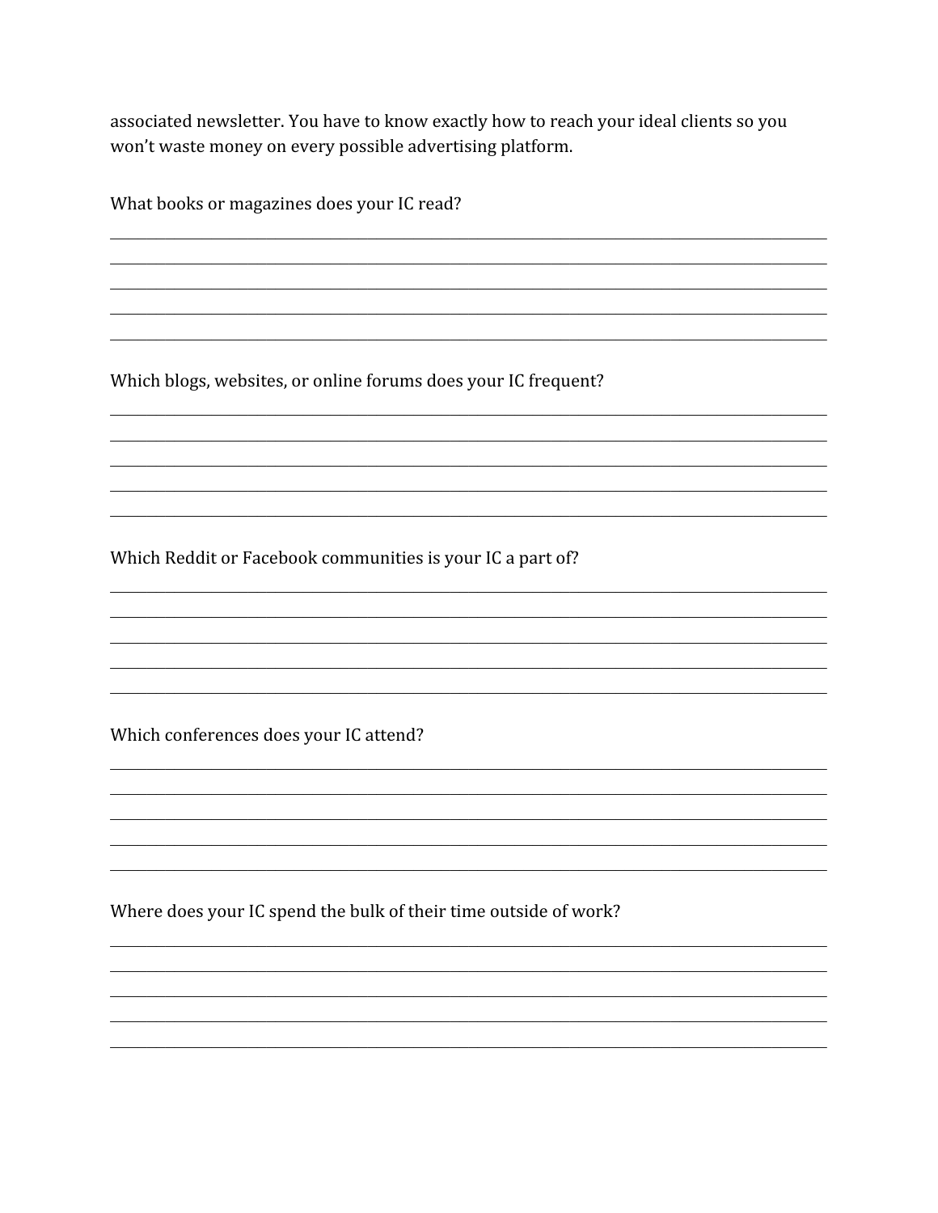associated newsletter. You have to know exactly how to reach your ideal clients so you won't waste money on every possible advertising platform.

What books or magazines does your IC read?

_______________________________________________________________________________

_______________________________________________________________________________

_______________________________________________________________________________

_______________________________________________________________________________

_______________________________________________________________________________

Which blogs, websites, or online forums does your IC frequent?

_______________________________________________________________________________

_______________________________________________________________________________

_______________________________________________________________________________

_______________________________________________________________________________

_______________________________________________________________________________

Which Reddit or Facebook communities is your IC a part of?

_______________________________________________________________________________

_______________________________________________________________________________

_______________________________________________________________________________

_______________________________________________________________________________

_______________________________________________________________________________

Which conferences does your IC attend?

_______________________________________________________________________________

_______________________________________________________________________________

_______________________________________________________________________________

_______________________________________________________________________________

_______________________________________________________________________________

Where does your IC spend the bulk of their time outside of work?

_______________________________________________________________________________

_______________________________________________________________________________

_______________________________________________________________________________

_______________________________________________________________________________

_______________________________________________________________________________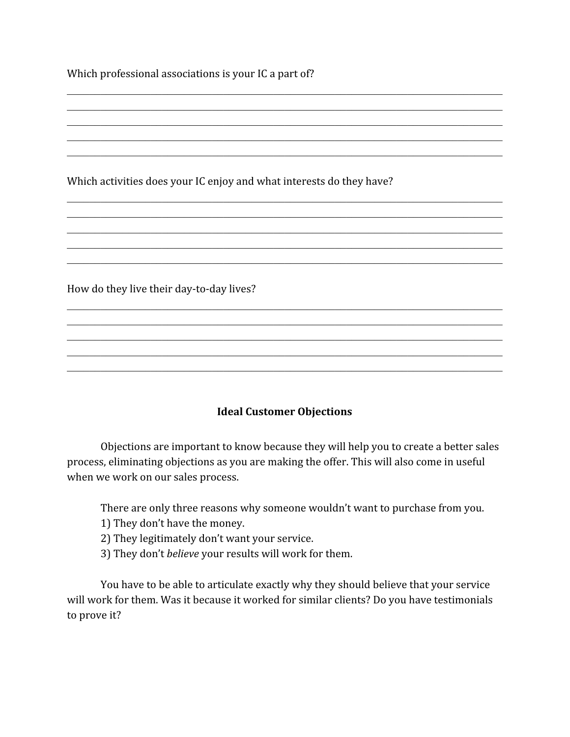Which professional associations is your IC a part of?

Which activities does your IC enjoy and what interests do they have?

How do they live their day-to-day lives?

## Ideal Customer Objections

Objections are important to know because they will help you to create a better sales process, eliminating objections as you are making the offer. This will also come in useful when we work on our sales process.

There are only three reasons why someone wouldn't want to purchase from you.

1) They don't have the money.
2) They legitimately don't want your service.
3) They don't *believe* your results will work for them.

You have to be able to articulate exactly why they should believe that your service will work for them. Was it because it worked for similar clients? Do you have testimonials to prove it?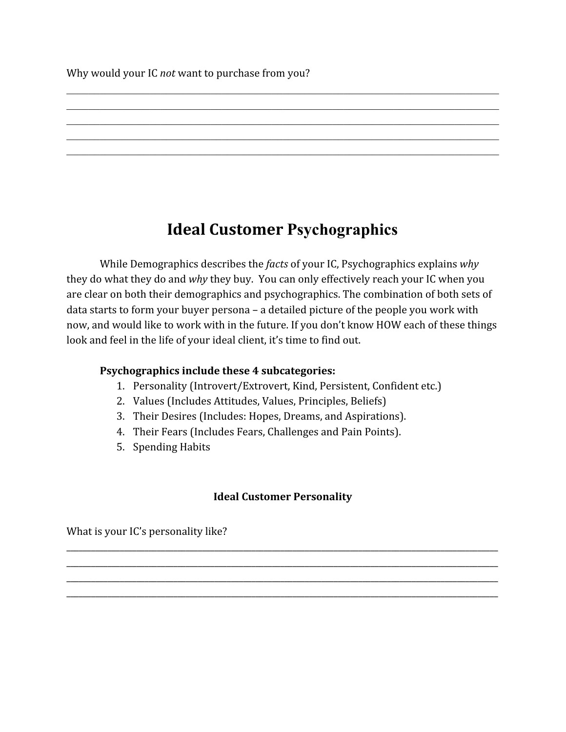Why would your IC *not* want to purchase from you?

______________________________________________________________________________
______________________________________________________________________________
______________________________________________________________________________
______________________________________________________________________________
______________________________________________________________________________

# Ideal Customer Psychographics

While Demographics describes the *facts* of your IC, Psychographics explains *why* they do what they do and *why* they buy. You can only effectively reach your IC when you are clear on both their demographics and psychographics. The combination of both sets of data starts to form your buyer persona – a detailed picture of the people you work with now, and would like to work with in the future. If you don't know HOW each of these things look and feel in the life of your ideal client, it's time to find out.

**Psychographics include these 4 subcategories:**

1. Personality (Introvert/Extrovert, Kind, Persistent, Confident etc.)
2. Values (Includes Attitudes, Values, Principles, Beliefs)
3. Their Desires (Includes: Hopes, Dreams, and Aspirations).
4. Their Fears (Includes Fears, Challenges and Pain Points).
5. Spending Habits

### Ideal Customer Personality

What is your IC's personality like?

______________________________________________________________________________
______________________________________________________________________________
______________________________________________________________________________
______________________________________________________________________________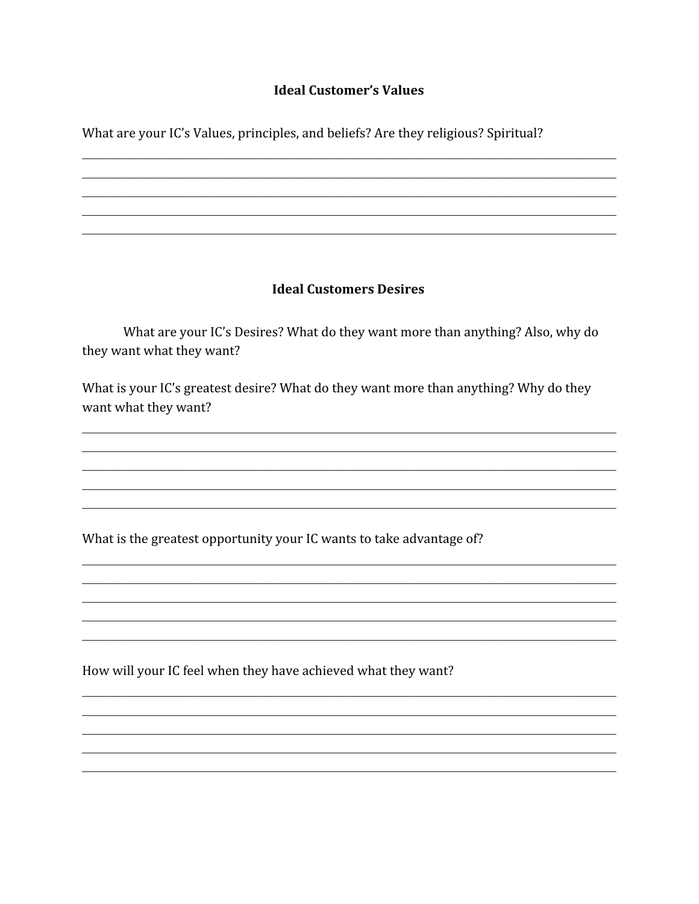### Ideal Customer's Values

What are your IC's Values, principles, and beliefs? Are they religious? Spiritual?

______________________________________________________________________________

______________________________________________________________________________

______________________________________________________________________________

______________________________________________________________________________

______________________________________________________________________________

### Ideal Customers Desires

What are your IC's Desires? What do they want more than anything? Also, why do they want what they want?

What is your IC's greatest desire? What do they want more than anything? Why do they want what they want?

______________________________________________________________________________

______________________________________________________________________________

______________________________________________________________________________

______________________________________________________________________________

______________________________________________________________________________

What is the greatest opportunity your IC wants to take advantage of?

______________________________________________________________________________

______________________________________________________________________________

______________________________________________________________________________

______________________________________________________________________________

______________________________________________________________________________

How will your IC feel when they have achieved what they want?

______________________________________________________________________________

______________________________________________________________________________

______________________________________________________________________________

______________________________________________________________________________

______________________________________________________________________________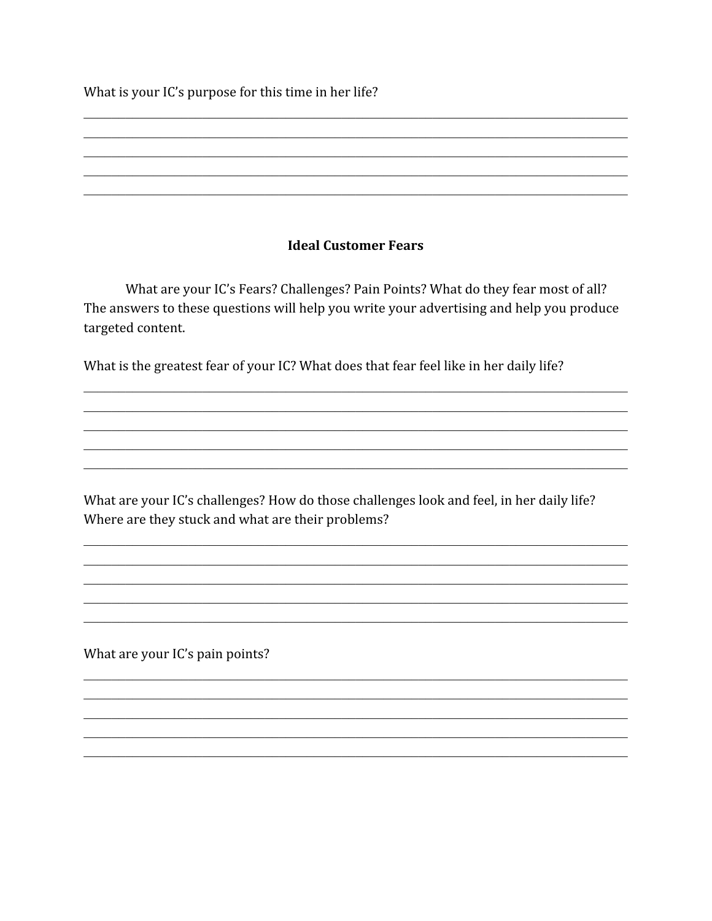What is your IC's purpose for this time in her life?

______________________________________________________________________________
______________________________________________________________________________
______________________________________________________________________________
______________________________________________________________________________
______________________________________________________________________________

**Ideal Customer Fears**

What are your IC's Fears? Challenges? Pain Points? What do they fear most of all? The answers to these questions will help you write your advertising and help you produce targeted content.

What is the greatest fear of your IC? What does that fear feel like in her daily life?

______________________________________________________________________________
______________________________________________________________________________
______________________________________________________________________________
______________________________________________________________________________
______________________________________________________________________________

What are your IC's challenges? How do those challenges look and feel, in her daily life? Where are they stuck and what are their problems?

______________________________________________________________________________
______________________________________________________________________________
______________________________________________________________________________
______________________________________________________________________________
______________________________________________________________________________

What are your IC's pain points?

______________________________________________________________________________
______________________________________________________________________________
______________________________________________________________________________
______________________________________________________________________________
______________________________________________________________________________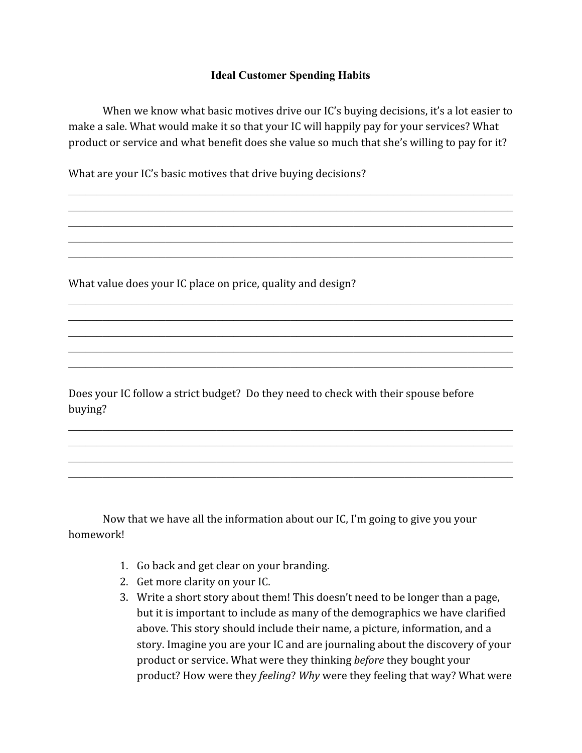## Ideal Customer Spending Habits

When we know what basic motives drive our IC's buying decisions, it's a lot easier to make a sale. What would make it so that your IC will happily pay for your services? What product or service and what benefit does she value so much that she's willing to pay for it?

What are your IC's basic motives that drive buying decisions?

_______________________________________________________________________________

_______________________________________________________________________________

_______________________________________________________________________________

_______________________________________________________________________________

_______________________________________________________________________________

What value does your IC place on price, quality and design?

_______________________________________________________________________________

_______________________________________________________________________________

_______________________________________________________________________________

_______________________________________________________________________________

_______________________________________________________________________________

Does your IC follow a strict budget? Do they need to check with their spouse before buying?

_______________________________________________________________________________

_______________________________________________________________________________

_______________________________________________________________________________

_______________________________________________________________________________

Now that we have all the information about our IC, I'm going to give you your homework!

1. Go back and get clear on your branding.
2. Get more clarity on your IC.
3. Write a short story about them! This doesn't need to be longer than a page, but it is important to include as many of the demographics we have clarified above. This story should include their name, a picture, information, and a story. Imagine you are your IC and are journaling about the discovery of your product or service. What were they thinking *before* they bought your product? How were they *feeling*? *Why* were they feeling that way? What were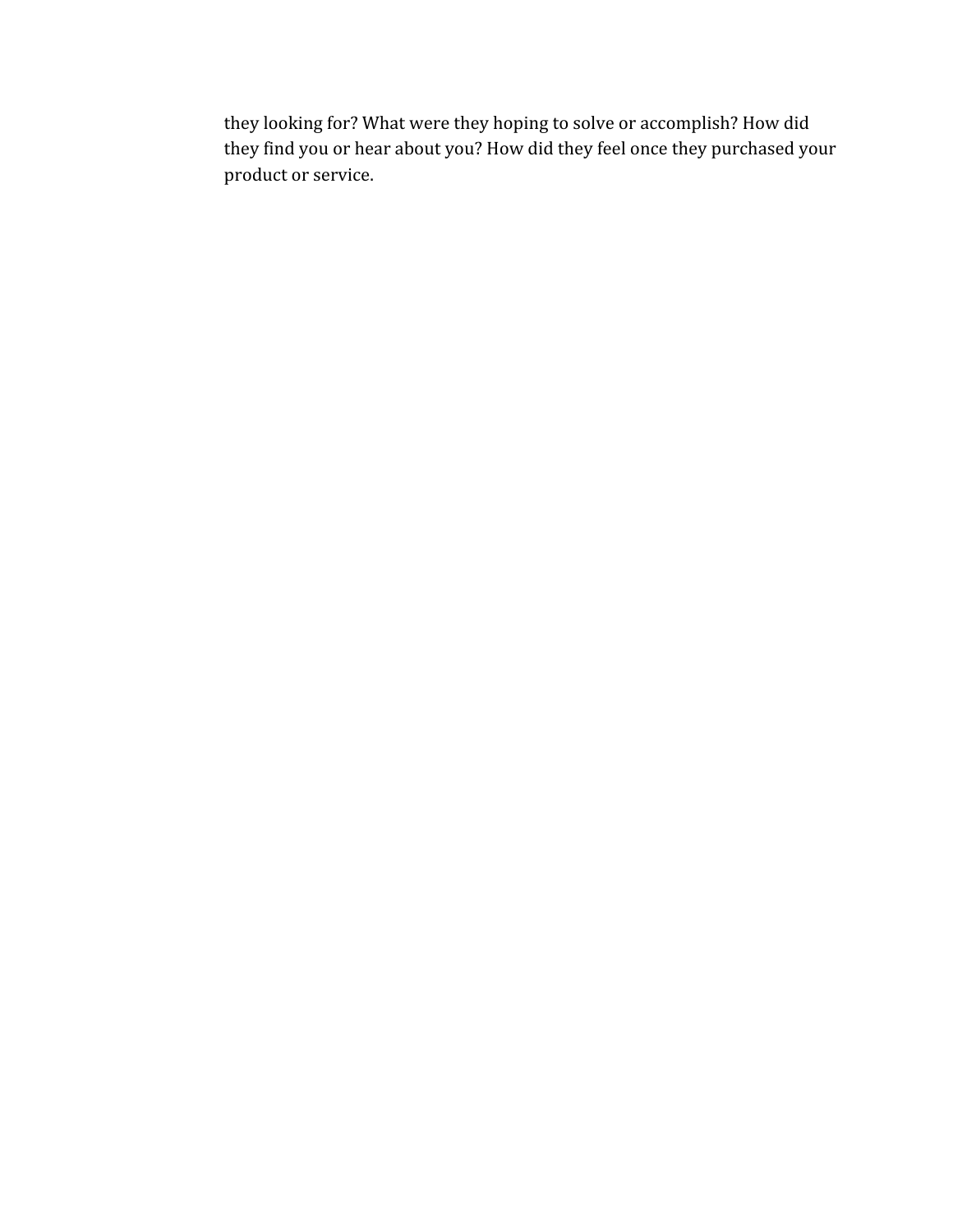they looking for? What were they hoping to solve or accomplish? How did they find you or hear about you? How did they feel once they purchased your product or service.